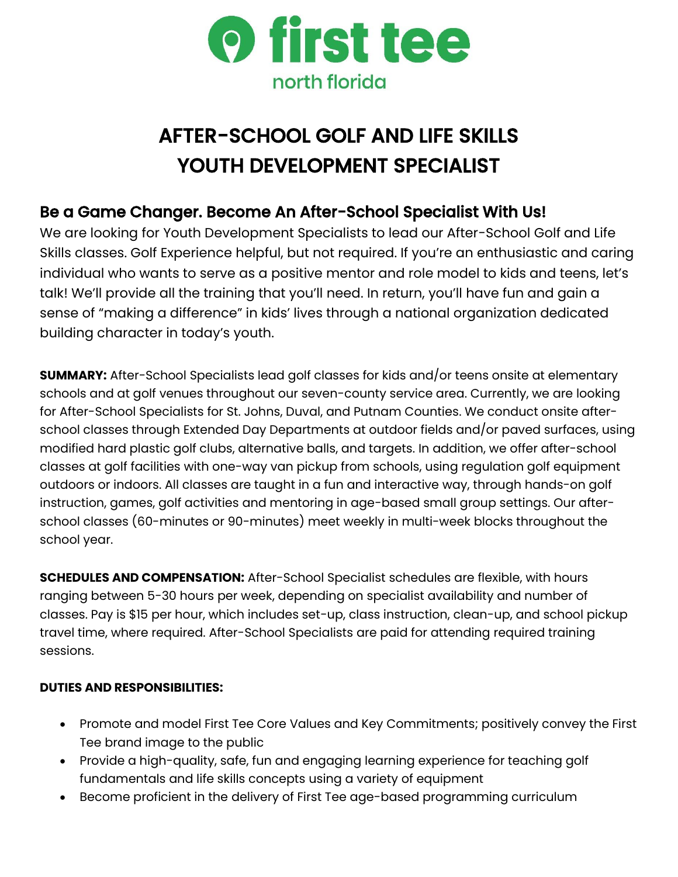first tee
north florida

# AFTER-SCHOOL GOLF AND LIFE SKILLS YOUTH DEVELOPMENT SPECIALIST

## Be a Game Changer. Become An After-School Specialist With Us!

We are looking for Youth Development Specialists to lead our After-School Golf and Life Skills classes. Golf Experience helpful, but not required. If you're an enthusiastic and caring individual who wants to serve as a positive mentor and role model to kids and teens, let's talk! We'll provide all the training that you'll need. In return, you'll have fun and gain a sense of "making a difference" in kids' lives through a national organization dedicated building character in today's youth.

**SUMMARY:** After-School Specialists lead golf classes for kids and/or teens onsite at elementary schools and at golf venues throughout our seven-county service area. Currently, we are looking for After-School Specialists for St. Johns, Duval, and Putnam Counties. We conduct onsite after-school classes through Extended Day Departments at outdoor fields and/or paved surfaces, using modified hard plastic golf clubs, alternative balls, and targets. In addition, we offer after-school classes at golf facilities with one-way van pickup from schools, using regulation golf equipment outdoors or indoors. All classes are taught in a fun and interactive way, through hands-on golf instruction, games, golf activities and mentoring in age-based small group settings. Our after-school classes (60-minutes or 90-minutes) meet weekly in multi-week blocks throughout the school year.

**SCHEDULES AND COMPENSATION:** After-School Specialist schedules are flexible, with hours ranging between 5-30 hours per week, depending on specialist availability and number of classes. Pay is $15 per hour, which includes set-up, class instruction, clean-up, and school pickup travel time, where required. After-School Specialists are paid for attending required training sessions.

**DUTIES AND RESPONSIBILITIES:**

- Promote and model First Tee Core Values and Key Commitments; positively convey the First Tee brand image to the public
- Provide a high-quality, safe, fun and engaging learning experience for teaching golf fundamentals and life skills concepts using a variety of equipment
- Become proficient in the delivery of First Tee age-based programming curriculum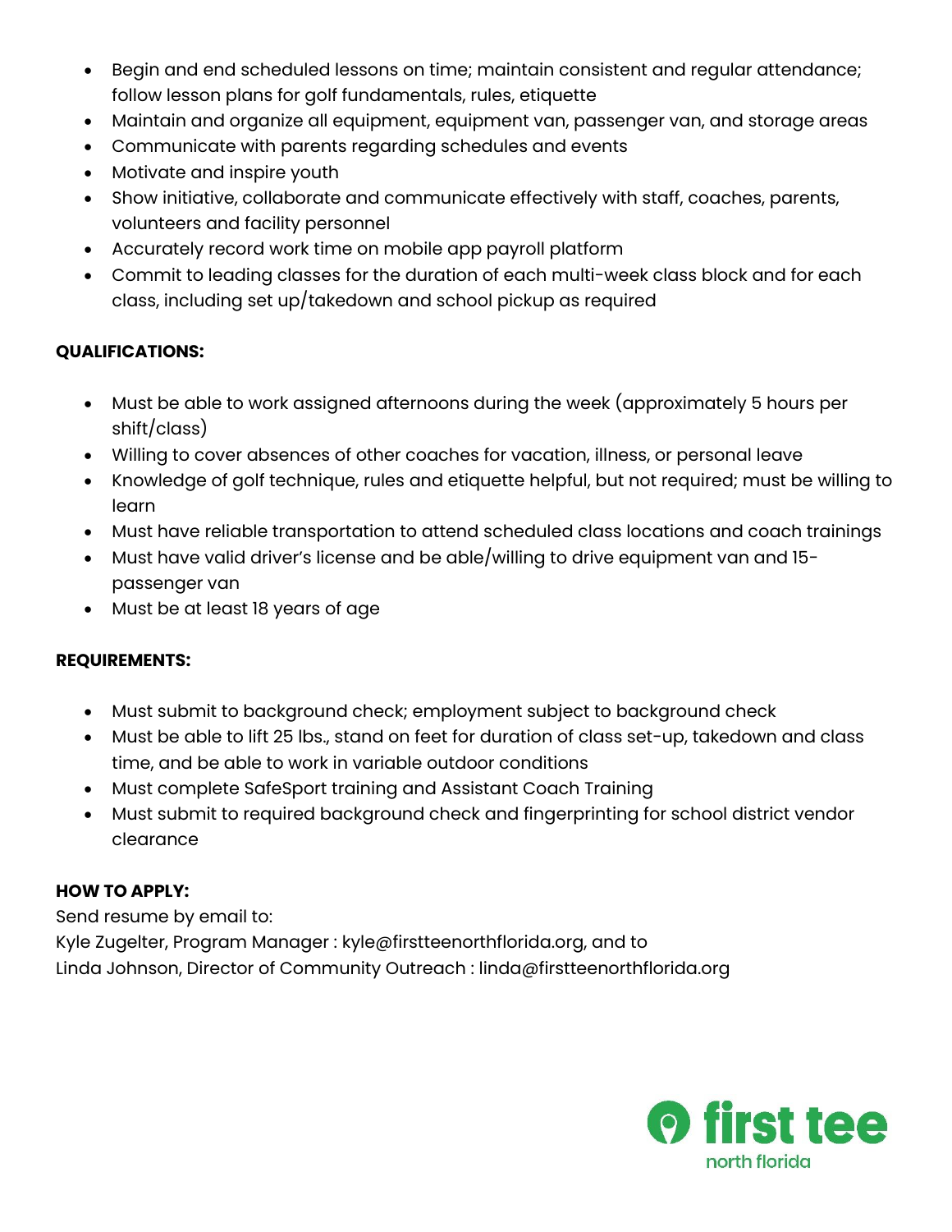- Begin and end scheduled lessons on time; maintain consistent and regular attendance; follow lesson plans for golf fundamentals, rules, etiquette
- Maintain and organize all equipment, equipment van, passenger van, and storage areas
- Communicate with parents regarding schedules and events
- Motivate and inspire youth
- Show initiative, collaborate and communicate effectively with staff, coaches, parents, volunteers and facility personnel
- Accurately record work time on mobile app payroll platform
- Commit to leading classes for the duration of each multi-week class block and for each class, including set up/takedown and school pickup as required

**QUALIFICATIONS:**

- Must be able to work assigned afternoons during the week (approximately 5 hours per shift/class)
- Willing to cover absences of other coaches for vacation, illness, or personal leave
- Knowledge of golf technique, rules and etiquette helpful, but not required; must be willing to learn
- Must have reliable transportation to attend scheduled class locations and coach trainings
- Must have valid driver's license and be able/willing to drive equipment van and 15-passenger van
- Must be at least 18 years of age

**REQUIREMENTS:**

- Must submit to background check; employment subject to background check
- Must be able to lift 25 lbs., stand on feet for duration of class set-up, takedown and class time, and be able to work in variable outdoor conditions
- Must complete SafeSport training and Assistant Coach Training
- Must submit to required background check and fingerprinting for school district vendor clearance

**HOW TO APPLY:**

Send resume by email to:
Kyle Zugelter, Program Manager : kyle@firstteenorthflorida.org, and to
Linda Johnson, Director of Community Outreach : linda@firstteenorthflorida.org

first tee
north florida